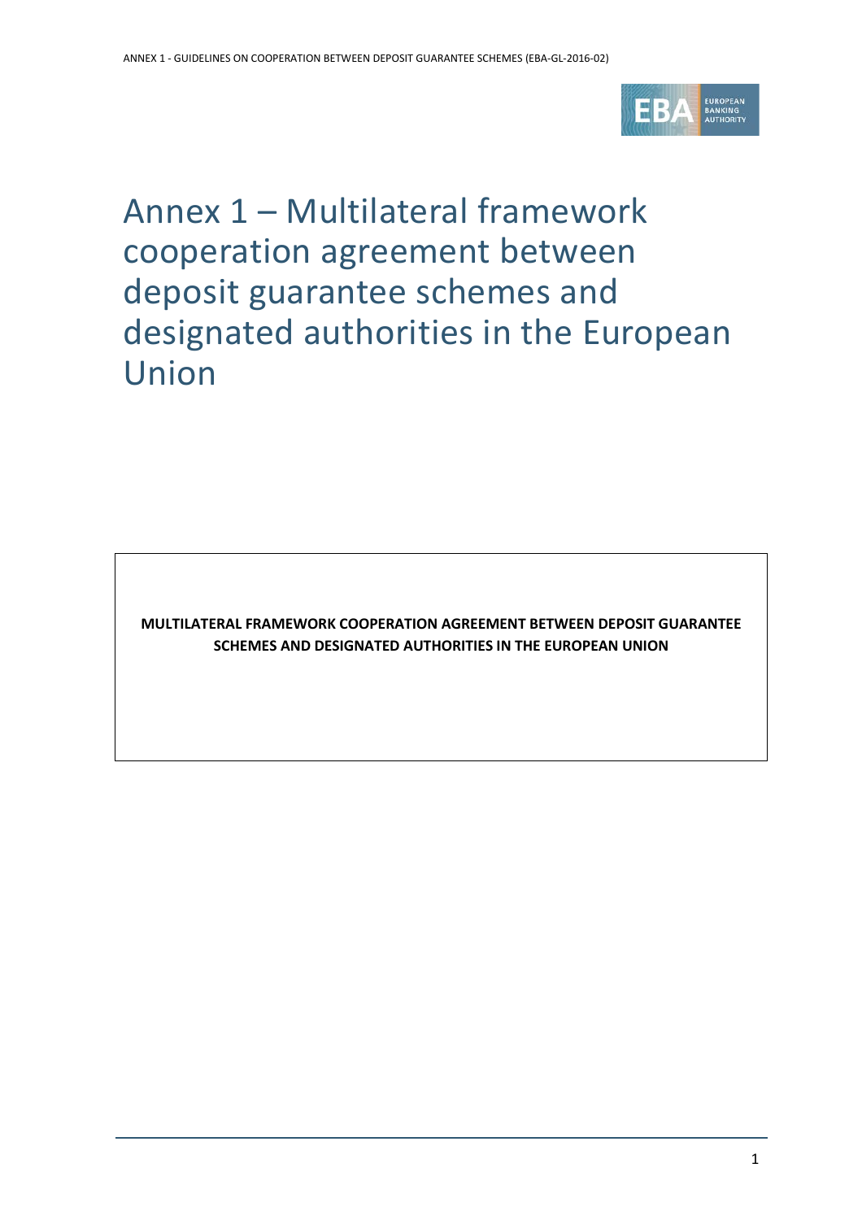# Annex 1 – Multilateral framework cooperation agreement between deposit guarantee schemes and designated authorities in the European Union

**MULTILATERAL FRAMEWORK COOPERATION AGREEMENT BETWEEN DEPOSIT GUARANTEE SCHEMES AND DESIGNATED AUTHORITIES IN THE EUROPEAN UNION**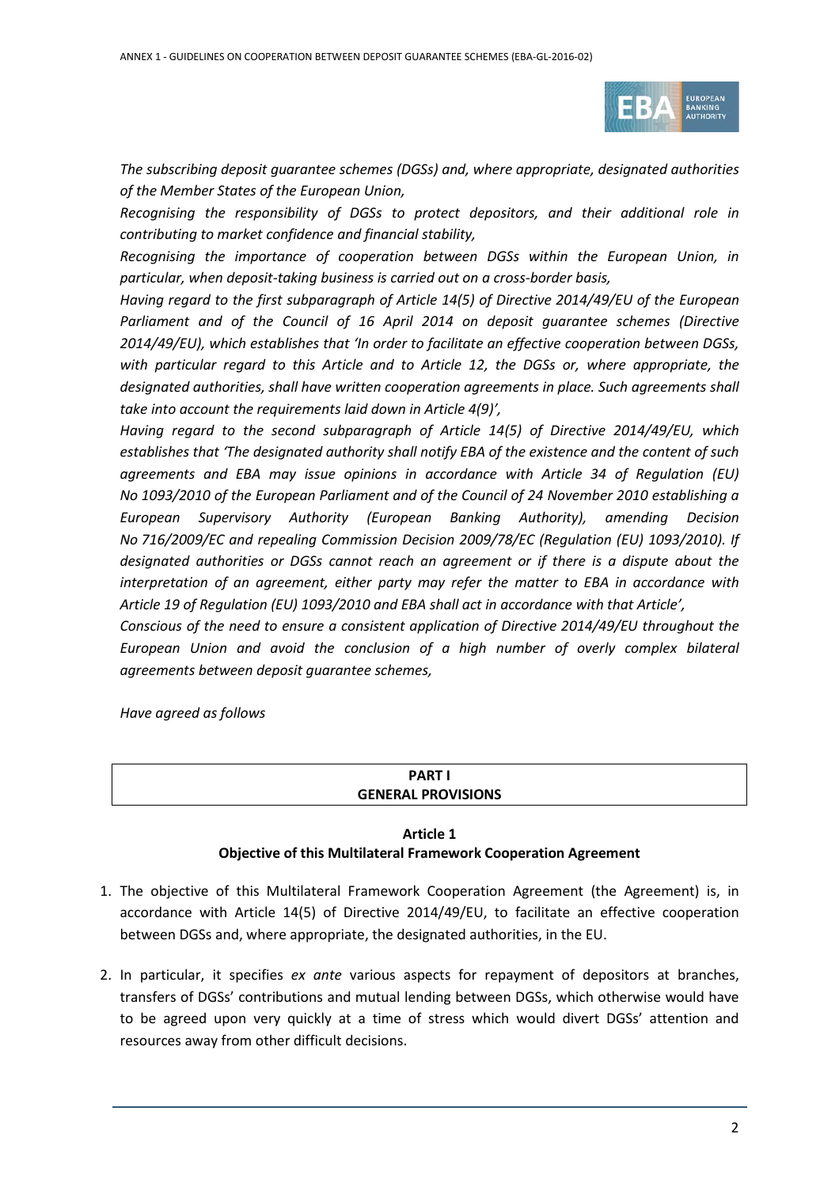*The subscribing deposit guarantee schemes (DGSs) and, where appropriate, designated authorities of the Member States of the European Union,*

*Recognising the responsibility of DGSs to protect depositors, and their additional role in contributing to market confidence and financial stability,*

*Recognising the importance of cooperation between DGSs within the European Union, in particular, when deposit-taking business is carried out on a cross-border basis,*

*Having regard to the first subparagraph of Article 14(5) of Directive 2014/49/EU of the European Parliament and of the Council of 16 April 2014 on deposit guarantee schemes (Directive 2014/49/EU), which establishes that 'In order to facilitate an effective cooperation between DGSs, with particular regard to this Article and to Article 12, the DGSs or, where appropriate, the designated authorities, shall have written cooperation agreements in place. Such agreements shall take into account the requirements laid down in Article 4(9)',*

*Having regard to the second subparagraph of Article 14(5) of Directive 2014/49/EU, which establishes that 'The designated authority shall notify EBA of the existence and the content of such agreements and EBA may issue opinions in accordance with Article 34 of Regulation (EU) No 1093/2010 of the European Parliament and of the Council of 24 November 2010 establishing a European Supervisory Authority (European Banking Authority), amending Decision No 716/2009/EC and repealing Commission Decision 2009/78/EC (Regulation (EU) 1093/2010). If designated authorities or DGSs cannot reach an agreement or if there is a dispute about the interpretation of an agreement, either party may refer the matter to EBA in accordance with Article 19 of Regulation (EU) 1093/2010 and EBA shall act in accordance with that Article',*

*Conscious of the need to ensure a consistent application of Directive 2014/49/EU throughout the European Union and avoid the conclusion of a high number of overly complex bilateral agreements between deposit guarantee schemes,*

*Have agreed as follows*

## PART I
## GENERAL PROVISIONS

### Article 1
### Objective of this Multilateral Framework Cooperation Agreement

1. The objective of this Multilateral Framework Cooperation Agreement (the Agreement) is, in accordance with Article 14(5) of Directive 2014/49/EU, to facilitate an effective cooperation between DGSs and, where appropriate, the designated authorities, in the EU.

2. In particular, it specifies *ex ante* various aspects for repayment of depositors at branches, transfers of DGSs' contributions and mutual lending between DGSs, which otherwise would have to be agreed upon very quickly at a time of stress which would divert DGSs' attention and resources away from other difficult decisions.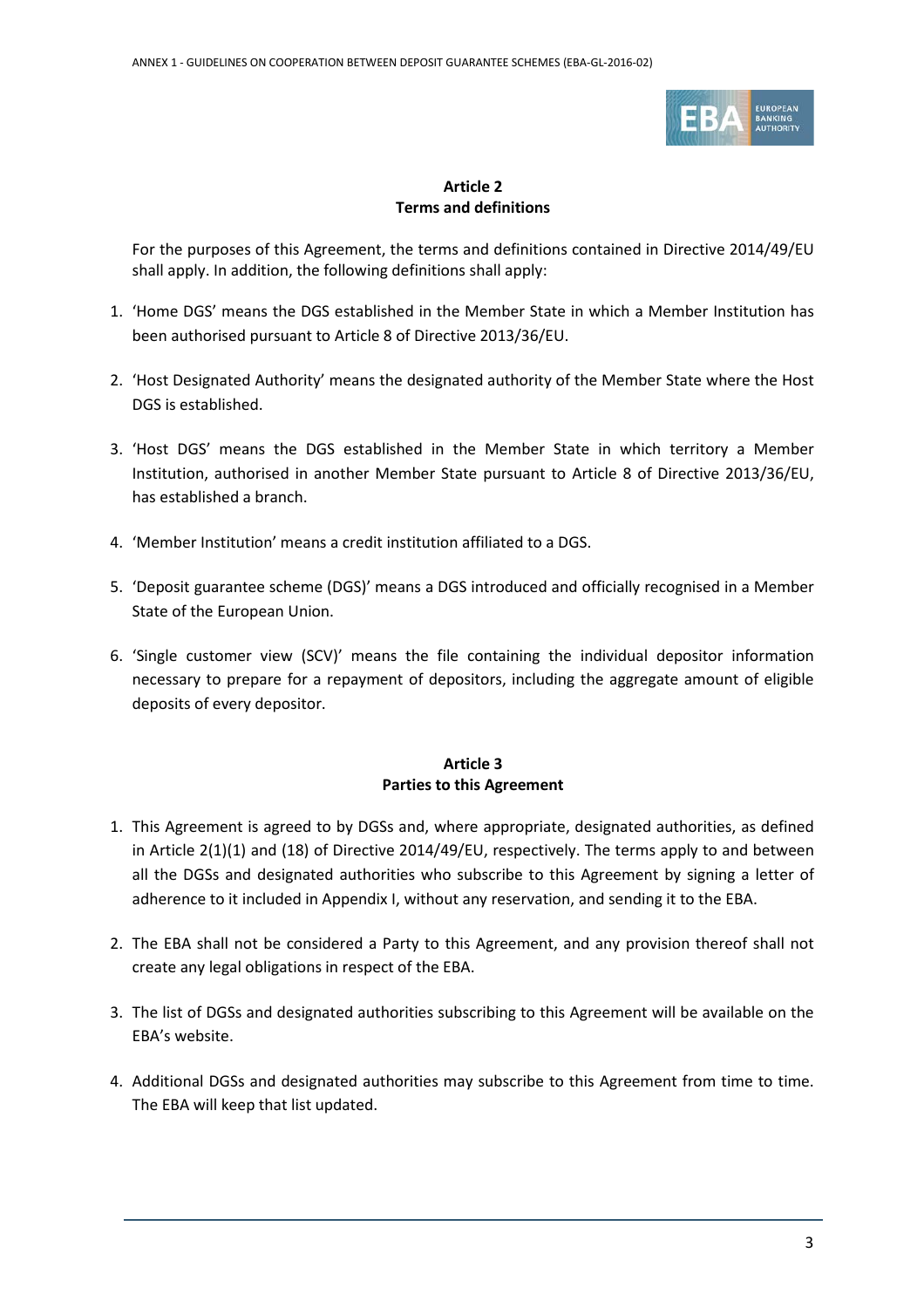## Article 2
## Terms and definitions

For the purposes of this Agreement, the terms and definitions contained in Directive 2014/49/EU shall apply. In addition, the following definitions shall apply:

1. 'Home DGS' means the DGS established in the Member State in which a Member Institution has been authorised pursuant to Article 8 of Directive 2013/36/EU.

2. 'Host Designated Authority' means the designated authority of the Member State where the Host DGS is established.

3. 'Host DGS' means the DGS established in the Member State in which territory a Member Institution, authorised in another Member State pursuant to Article 8 of Directive 2013/36/EU, has established a branch.

4. 'Member Institution' means a credit institution affiliated to a DGS.

5. 'Deposit guarantee scheme (DGS)' means a DGS introduced and officially recognised in a Member State of the European Union.

6. 'Single customer view (SCV)' means the file containing the individual depositor information necessary to prepare for a repayment of depositors, including the aggregate amount of eligible deposits of every depositor.

## Article 3
## Parties to this Agreement

1. This Agreement is agreed to by DGSs and, where appropriate, designated authorities, as defined in Article 2(1)(1) and (18) of Directive 2014/49/EU, respectively. The terms apply to and between all the DGSs and designated authorities who subscribe to this Agreement by signing a letter of adherence to it included in Appendix I, without any reservation, and sending it to the EBA.

2. The EBA shall not be considered a Party to this Agreement, and any provision thereof shall not create any legal obligations in respect of the EBA.

3. The list of DGSs and designated authorities subscribing to this Agreement will be available on the EBA's website.

4. Additional DGSs and designated authorities may subscribe to this Agreement from time to time. The EBA will keep that list updated.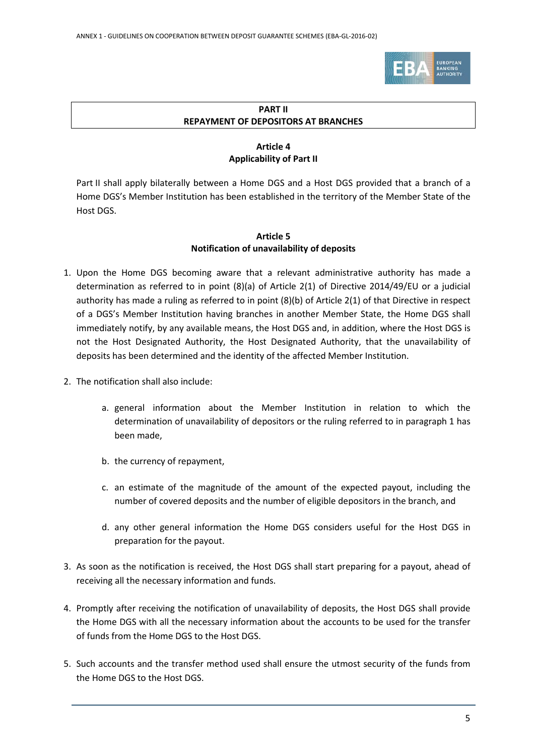## PART II
## REPAYMENT OF DEPOSITORS AT BRANCHES

### Article 4
### Applicability of Part II

Part II shall apply bilaterally between a Home DGS and a Host DGS provided that a branch of a Home DGS's Member Institution has been established in the territory of the Member State of the Host DGS.

### Article 5
### Notification of unavailability of deposits

1. Upon the Home DGS becoming aware that a relevant administrative authority has made a determination as referred to in point (8)(a) of Article 2(1) of Directive 2014/49/EU or a judicial authority has made a ruling as referred to in point (8)(b) of Article 2(1) of that Directive in respect of a DGS's Member Institution having branches in another Member State, the Home DGS shall immediately notify, by any available means, the Host DGS and, in addition, where the Host DGS is not the Host Designated Authority, the Host Designated Authority, that the unavailability of deposits has been determined and the identity of the affected Member Institution.

2. The notification shall also include:

   a. general information about the Member Institution in relation to which the determination of unavailability of depositors or the ruling referred to in paragraph 1 has been made,

   b. the currency of repayment,

   c. an estimate of the magnitude of the amount of the expected payout, including the number of covered deposits and the number of eligible depositors in the branch, and

   d. any other general information the Home DGS considers useful for the Host DGS in preparation for the payout.

3. As soon as the notification is received, the Host DGS shall start preparing for a payout, ahead of receiving all the necessary information and funds.

4. Promptly after receiving the notification of unavailability of deposits, the Host DGS shall provide the Home DGS with all the necessary information about the accounts to be used for the transfer of funds from the Home DGS to the Host DGS.

5. Such accounts and the transfer method used shall ensure the utmost security of the funds from the Home DGS to the Host DGS.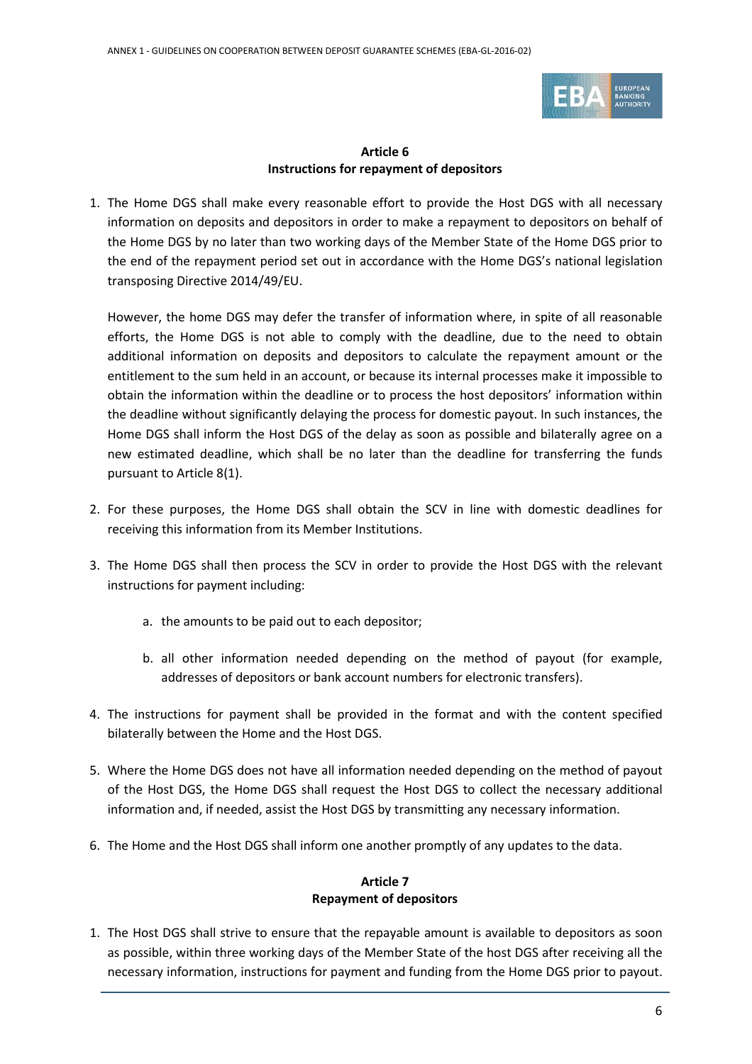## Article 6
## Instructions for repayment of depositors

1. The Home DGS shall make every reasonable effort to provide the Host DGS with all necessary information on deposits and depositors in order to make a repayment to depositors on behalf of the Home DGS by no later than two working days of the Member State of the Home DGS prior to the end of the repayment period set out in accordance with the Home DGS's national legislation transposing Directive 2014/49/EU.

   However, the home DGS may defer the transfer of information where, in spite of all reasonable efforts, the Home DGS is not able to comply with the deadline, due to the need to obtain additional information on deposits and depositors to calculate the repayment amount or the entitlement to the sum held in an account, or because its internal processes make it impossible to obtain the information within the deadline or to process the host depositors' information within the deadline without significantly delaying the process for domestic payout. In such instances, the Home DGS shall inform the Host DGS of the delay as soon as possible and bilaterally agree on a new estimated deadline, which shall be no later than the deadline for transferring the funds pursuant to Article 8(1).

2. For these purposes, the Home DGS shall obtain the SCV in line with domestic deadlines for receiving this information from its Member Institutions.

3. The Home DGS shall then process the SCV in order to provide the Host DGS with the relevant instructions for payment including:

   a. the amounts to be paid out to each depositor;

   b. all other information needed depending on the method of payout (for example, addresses of depositors or bank account numbers for electronic transfers).

4. The instructions for payment shall be provided in the format and with the content specified bilaterally between the Home and the Host DGS.

5. Where the Home DGS does not have all information needed depending on the method of payout of the Host DGS, the Home DGS shall request the Host DGS to collect the necessary additional information and, if needed, assist the Host DGS by transmitting any necessary information.

6. The Home and the Host DGS shall inform one another promptly of any updates to the data.

## Article 7
## Repayment of depositors

1. The Host DGS shall strive to ensure that the repayable amount is available to depositors as soon as possible, within three working days of the Member State of the host DGS after receiving all the necessary information, instructions for payment and funding from the Home DGS prior to payout.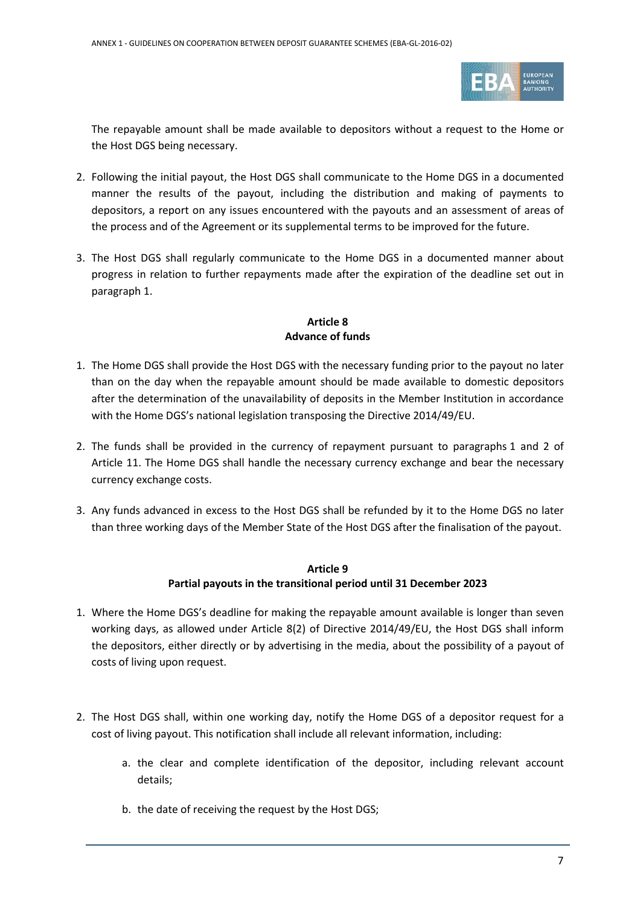The repayable amount shall be made available to depositors without a request to the Home or the Host DGS being necessary.

2. Following the initial payout, the Host DGS shall communicate to the Home DGS in a documented manner the results of the payout, including the distribution and making of payments to depositors, a report on any issues encountered with the payouts and an assessment of areas of the process and of the Agreement or its supplemental terms to be improved for the future.

3. The Host DGS shall regularly communicate to the Home DGS in a documented manner about progress in relation to further repayments made after the expiration of the deadline set out in paragraph 1.

**Article 8**
**Advance of funds**

1. The Home DGS shall provide the Host DGS with the necessary funding prior to the payout no later than on the day when the repayable amount should be made available to domestic depositors after the determination of the unavailability of deposits in the Member Institution in accordance with the Home DGS's national legislation transposing the Directive 2014/49/EU.

2. The funds shall be provided in the currency of repayment pursuant to paragraphs 1 and 2 of Article 11. The Home DGS shall handle the necessary currency exchange and bear the necessary currency exchange costs.

3. Any funds advanced in excess to the Host DGS shall be refunded by it to the Home DGS no later than three working days of the Member State of the Host DGS after the finalisation of the payout.

**Article 9**
**Partial payouts in the transitional period until 31 December 2023**

1. Where the Home DGS's deadline for making the repayable amount available is longer than seven working days, as allowed under Article 8(2) of Directive 2014/49/EU, the Host DGS shall inform the depositors, either directly or by advertising in the media, about the possibility of a payout of costs of living upon request.

2. The Host DGS shall, within one working day, notify the Home DGS of a depositor request for a cost of living payout. This notification shall include all relevant information, including:

    a. the clear and complete identification of the depositor, including relevant account details;

    b. the date of receiving the request by the Host DGS;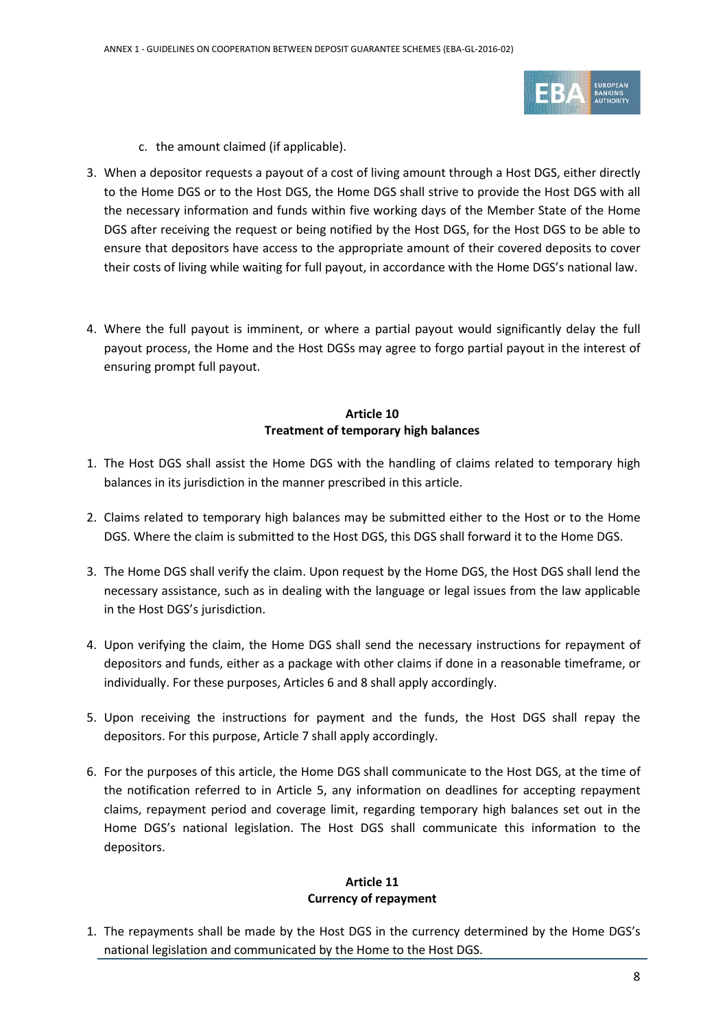c. the amount claimed (if applicable).

3. When a depositor requests a payout of a cost of living amount through a Host DGS, either directly to the Home DGS or to the Host DGS, the Home DGS shall strive to provide the Host DGS with all the necessary information and funds within five working days of the Member State of the Home DGS after receiving the request or being notified by the Host DGS, for the Host DGS to be able to ensure that depositors have access to the appropriate amount of their covered deposits to cover their costs of living while waiting for full payout, in accordance with the Home DGS's national law.

4. Where the full payout is imminent, or where a partial payout would significantly delay the full payout process, the Home and the Host DGSs may agree to forgo partial payout in the interest of ensuring prompt full payout.

**Article 10**
**Treatment of temporary high balances**

1. The Host DGS shall assist the Home DGS with the handling of claims related to temporary high balances in its jurisdiction in the manner prescribed in this article.

2. Claims related to temporary high balances may be submitted either to the Host or to the Home DGS. Where the claim is submitted to the Host DGS, this DGS shall forward it to the Home DGS.

3. The Home DGS shall verify the claim. Upon request by the Home DGS, the Host DGS shall lend the necessary assistance, such as in dealing with the language or legal issues from the law applicable in the Host DGS's jurisdiction.

4. Upon verifying the claim, the Home DGS shall send the necessary instructions for repayment of depositors and funds, either as a package with other claims if done in a reasonable timeframe, or individually. For these purposes, Articles 6 and 8 shall apply accordingly.

5. Upon receiving the instructions for payment and the funds, the Host DGS shall repay the depositors. For this purpose, Article 7 shall apply accordingly.

6. For the purposes of this article, the Home DGS shall communicate to the Host DGS, at the time of the notification referred to in Article 5, any information on deadlines for accepting repayment claims, repayment period and coverage limit, regarding temporary high balances set out in the Home DGS's national legislation. The Host DGS shall communicate this information to the depositors.

**Article 11**
**Currency of repayment**

1. The repayments shall be made by the Host DGS in the currency determined by the Home DGS's national legislation and communicated by the Home to the Host DGS.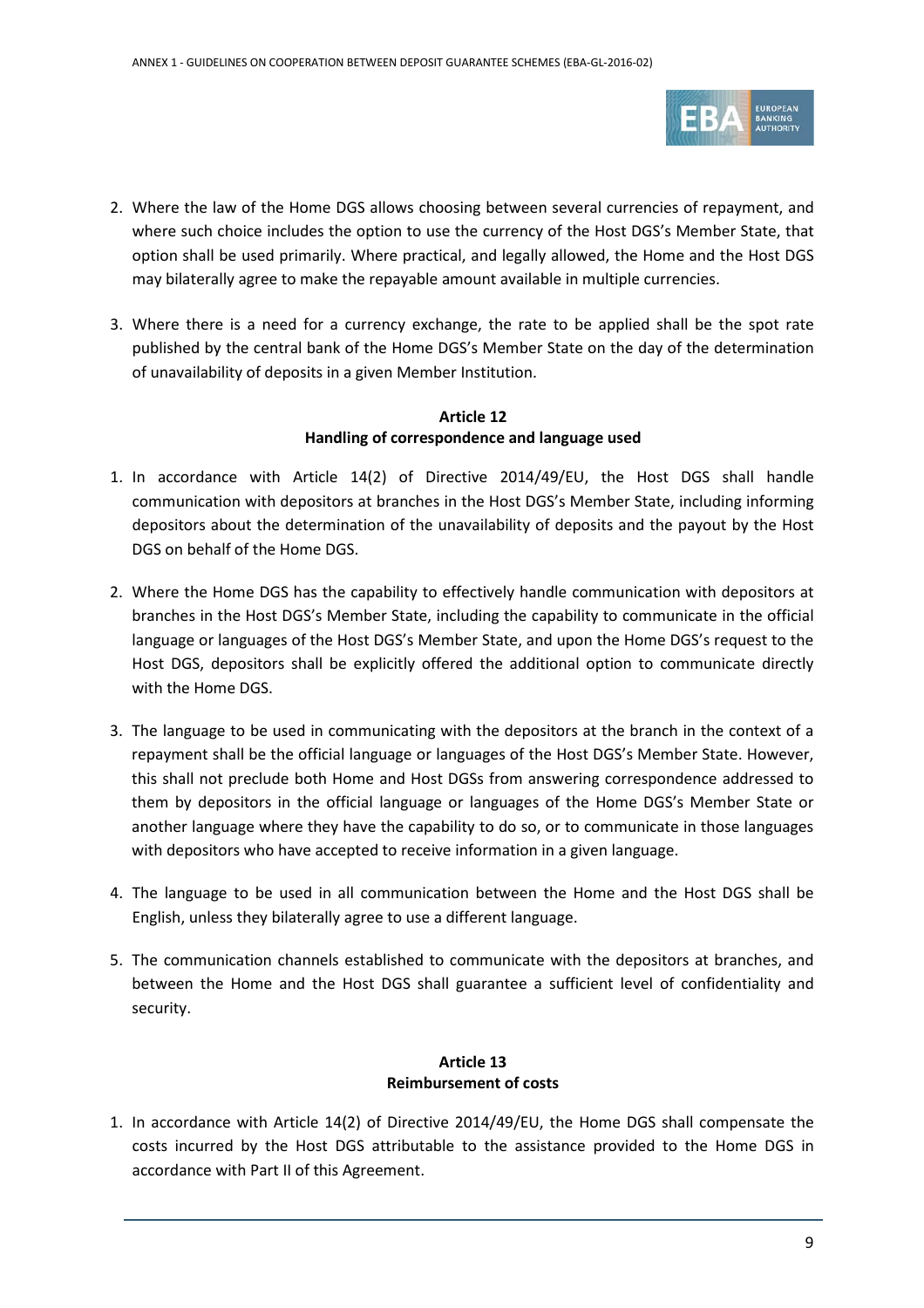2. Where the law of the Home DGS allows choosing between several currencies of repayment, and where such choice includes the option to use the currency of the Host DGS's Member State, that option shall be used primarily. Where practical, and legally allowed, the Home and the Host DGS may bilaterally agree to make the repayable amount available in multiple currencies.

3. Where there is a need for a currency exchange, the rate to be applied shall be the spot rate published by the central bank of the Home DGS's Member State on the day of the determination of unavailability of deposits in a given Member Institution.

**Article 12**
**Handling of correspondence and language used**

1. In accordance with Article 14(2) of Directive 2014/49/EU, the Host DGS shall handle communication with depositors at branches in the Host DGS's Member State, including informing depositors about the determination of the unavailability of deposits and the payout by the Host DGS on behalf of the Home DGS.

2. Where the Home DGS has the capability to effectively handle communication with depositors at branches in the Host DGS's Member State, including the capability to communicate in the official language or languages of the Host DGS's Member State, and upon the Home DGS's request to the Host DGS, depositors shall be explicitly offered the additional option to communicate directly with the Home DGS.

3. The language to be used in communicating with the depositors at the branch in the context of a repayment shall be the official language or languages of the Host DGS's Member State. However, this shall not preclude both Home and Host DGSs from answering correspondence addressed to them by depositors in the official language or languages of the Home DGS's Member State or another language where they have the capability to do so, or to communicate in those languages with depositors who have accepted to receive information in a given language.

4. The language to be used in all communication between the Home and the Host DGS shall be English, unless they bilaterally agree to use a different language.

5. The communication channels established to communicate with the depositors at branches, and between the Home and the Host DGS shall guarantee a sufficient level of confidentiality and security.

**Article 13**
**Reimbursement of costs**

1. In accordance with Article 14(2) of Directive 2014/49/EU, the Home DGS shall compensate the costs incurred by the Host DGS attributable to the assistance provided to the Home DGS in accordance with Part II of this Agreement.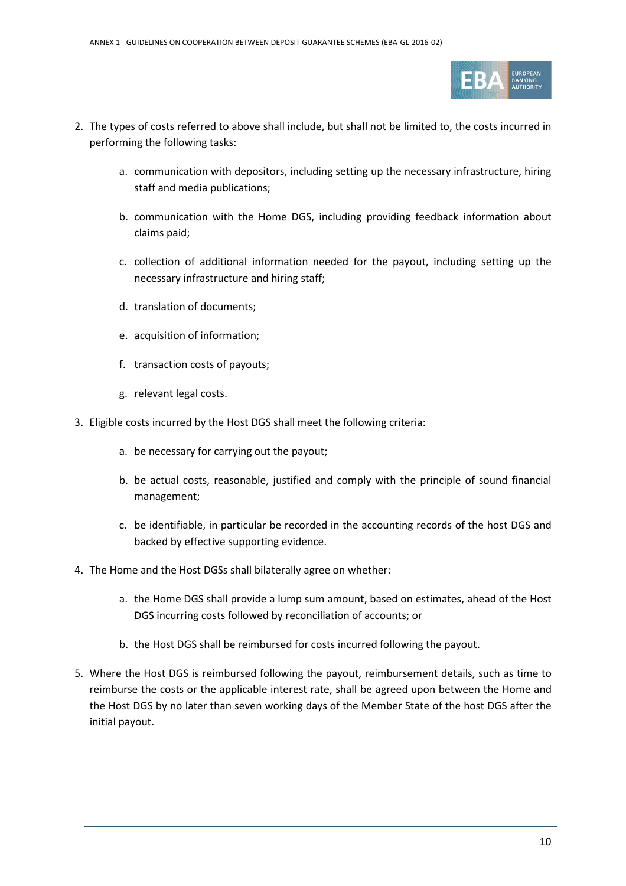2. The types of costs referred to above shall include, but shall not be limited to, the costs incurred in performing the following tasks:

    a. communication with depositors, including setting up the necessary infrastructure, hiring staff and media publications;

    b. communication with the Home DGS, including providing feedback information about claims paid;

    c. collection of additional information needed for the payout, including setting up the necessary infrastructure and hiring staff;

    d. translation of documents;

    e. acquisition of information;

    f. transaction costs of payouts;

    g. relevant legal costs.

3. Eligible costs incurred by the Host DGS shall meet the following criteria:

    a. be necessary for carrying out the payout;

    b. be actual costs, reasonable, justified and comply with the principle of sound financial management;

    c. be identifiable, in particular be recorded in the accounting records of the host DGS and backed by effective supporting evidence.

4. The Home and the Host DGSs shall bilaterally agree on whether:

    a. the Home DGS shall provide a lump sum amount, based on estimates, ahead of the Host DGS incurring costs followed by reconciliation of accounts; or

    b. the Host DGS shall be reimbursed for costs incurred following the payout.

5. Where the Host DGS is reimbursed following the payout, reimbursement details, such as time to reimburse the costs or the applicable interest rate, shall be agreed upon between the Home and the Host DGS by no later than seven working days of the Member State of the host DGS after the initial payout.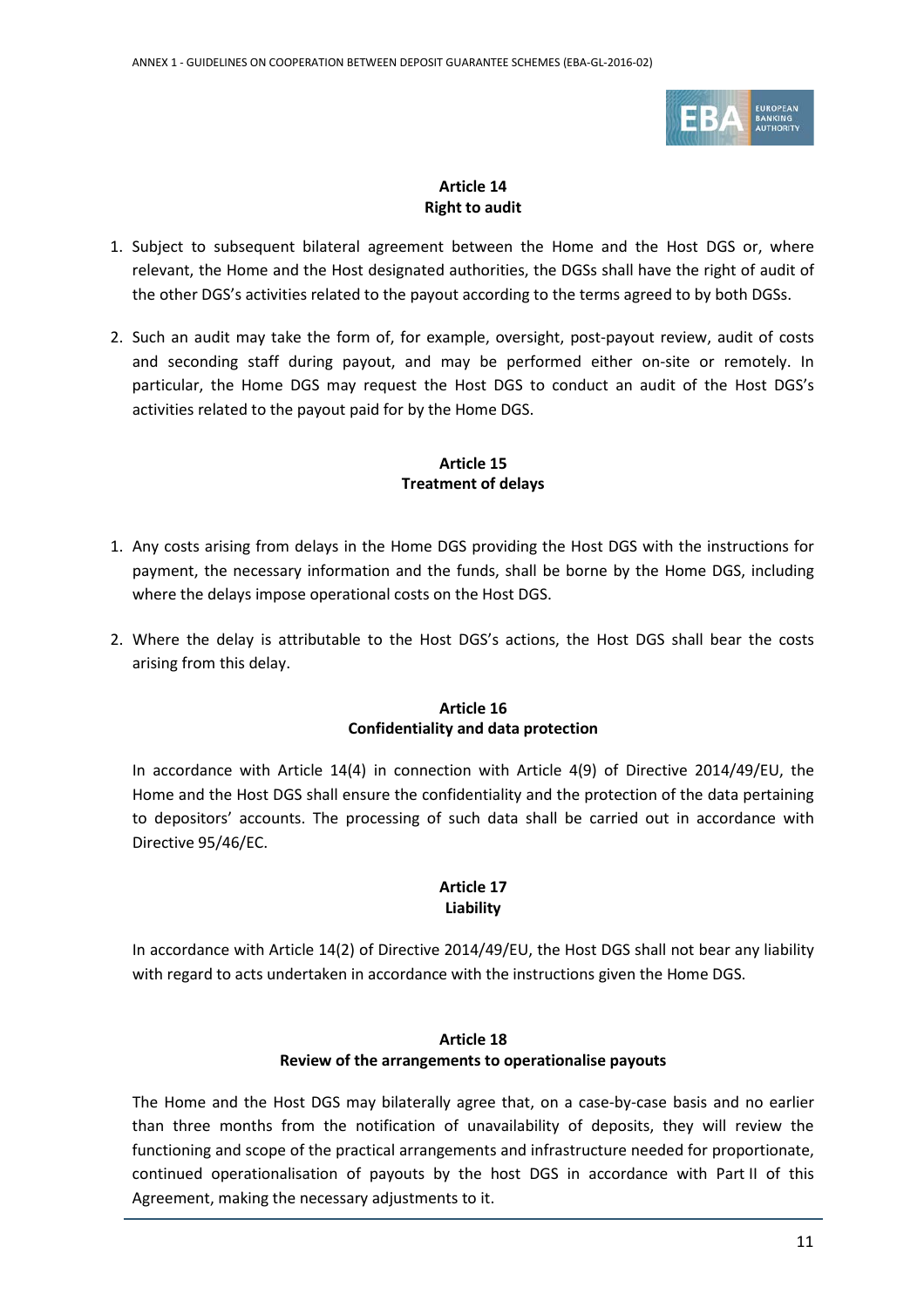## Article 14
## Right to audit

1. Subject to subsequent bilateral agreement between the Home and the Host DGS or, where relevant, the Home and the Host designated authorities, the DGSs shall have the right of audit of the other DGS's activities related to the payout according to the terms agreed to by both DGSs.

2. Such an audit may take the form of, for example, oversight, post-payout review, audit of costs and seconding staff during payout, and may be performed either on-site or remotely. In particular, the Home DGS may request the Host DGS to conduct an audit of the Host DGS's activities related to the payout paid for by the Home DGS.

## Article 15
## Treatment of delays

1. Any costs arising from delays in the Home DGS providing the Host DGS with the instructions for payment, the necessary information and the funds, shall be borne by the Home DGS, including where the delays impose operational costs on the Host DGS.

2. Where the delay is attributable to the Host DGS's actions, the Host DGS shall bear the costs arising from this delay.

## Article 16
## Confidentiality and data protection

In accordance with Article 14(4) in connection with Article 4(9) of Directive 2014/49/EU, the Home and the Host DGS shall ensure the confidentiality and the protection of the data pertaining to depositors' accounts. The processing of such data shall be carried out in accordance with Directive 95/46/EC.

## Article 17
## Liability

In accordance with Article 14(2) of Directive 2014/49/EU, the Host DGS shall not bear any liability with regard to acts undertaken in accordance with the instructions given the Home DGS.

## Article 18
## Review of the arrangements to operationalise payouts

The Home and the Host DGS may bilaterally agree that, on a case-by-case basis and no earlier than three months from the notification of unavailability of deposits, they will review the functioning and scope of the practical arrangements and infrastructure needed for proportionate, continued operationalisation of payouts by the host DGS in accordance with Part II of this Agreement, making the necessary adjustments to it.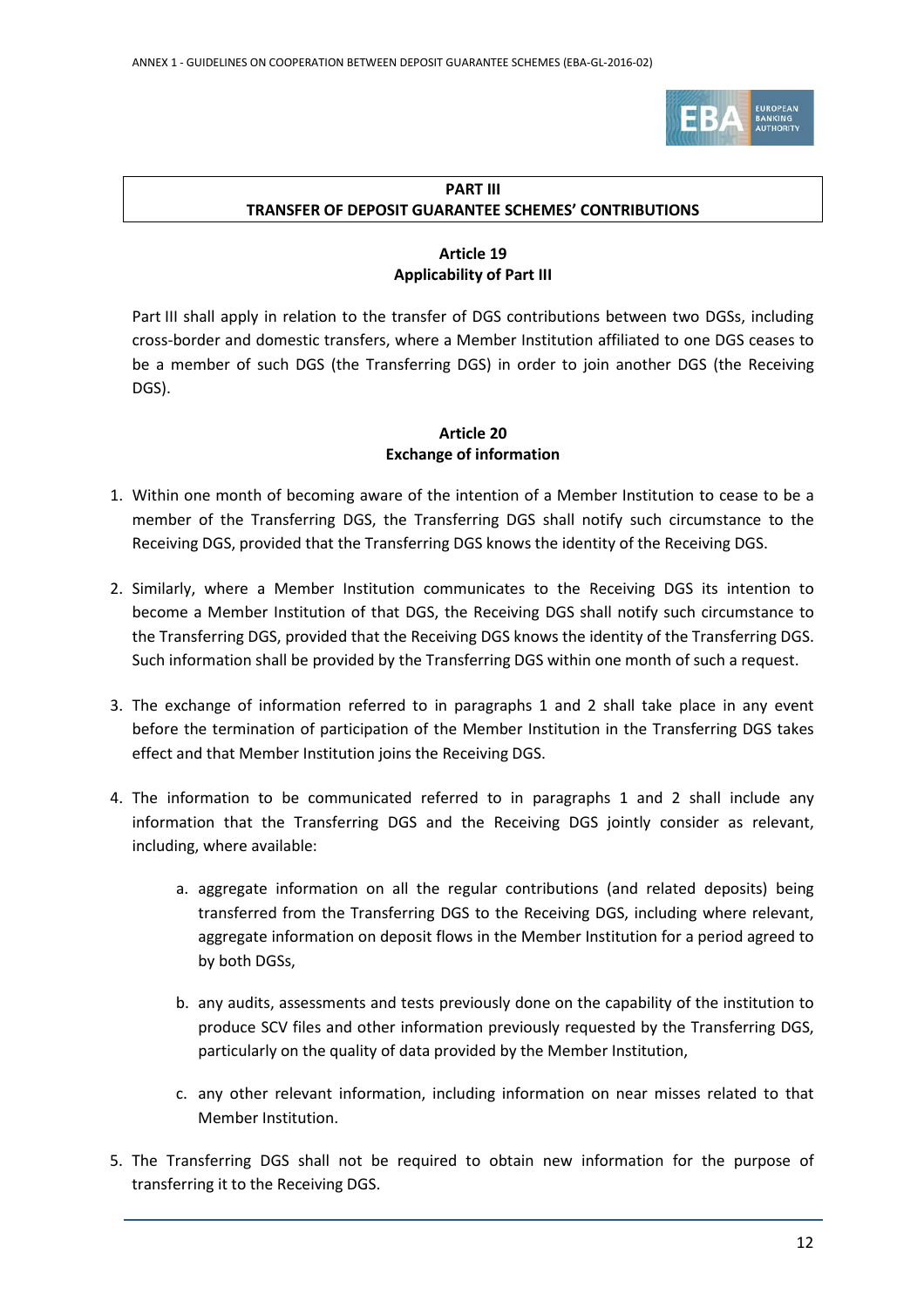## PART III
## TRANSFER OF DEPOSIT GUARANTEE SCHEMES' CONTRIBUTIONS

### Article 19
### Applicability of Part III

Part III shall apply in relation to the transfer of DGS contributions between two DGSs, including cross-border and domestic transfers, where a Member Institution affiliated to one DGS ceases to be a member of such DGS (the Transferring DGS) in order to join another DGS (the Receiving DGS).

### Article 20
### Exchange of information

1. Within one month of becoming aware of the intention of a Member Institution to cease to be a member of the Transferring DGS, the Transferring DGS shall notify such circumstance to the Receiving DGS, provided that the Transferring DGS knows the identity of the Receiving DGS.

2. Similarly, where a Member Institution communicates to the Receiving DGS its intention to become a Member Institution of that DGS, the Receiving DGS shall notify such circumstance to the Transferring DGS, provided that the Receiving DGS knows the identity of the Transferring DGS. Such information shall be provided by the Transferring DGS within one month of such a request.

3. The exchange of information referred to in paragraphs 1 and 2 shall take place in any event before the termination of participation of the Member Institution in the Transferring DGS takes effect and that Member Institution joins the Receiving DGS.

4. The information to be communicated referred to in paragraphs 1 and 2 shall include any information that the Transferring DGS and the Receiving DGS jointly consider as relevant, including, where available:

    a. aggregate information on all the regular contributions (and related deposits) being transferred from the Transferring DGS to the Receiving DGS, including where relevant, aggregate information on deposit flows in the Member Institution for a period agreed to by both DGSs,

    b. any audits, assessments and tests previously done on the capability of the institution to produce SCV files and other information previously requested by the Transferring DGS, particularly on the quality of data provided by the Member Institution,

    c. any other relevant information, including information on near misses related to that Member Institution.

5. The Transferring DGS shall not be required to obtain new information for the purpose of transferring it to the Receiving DGS.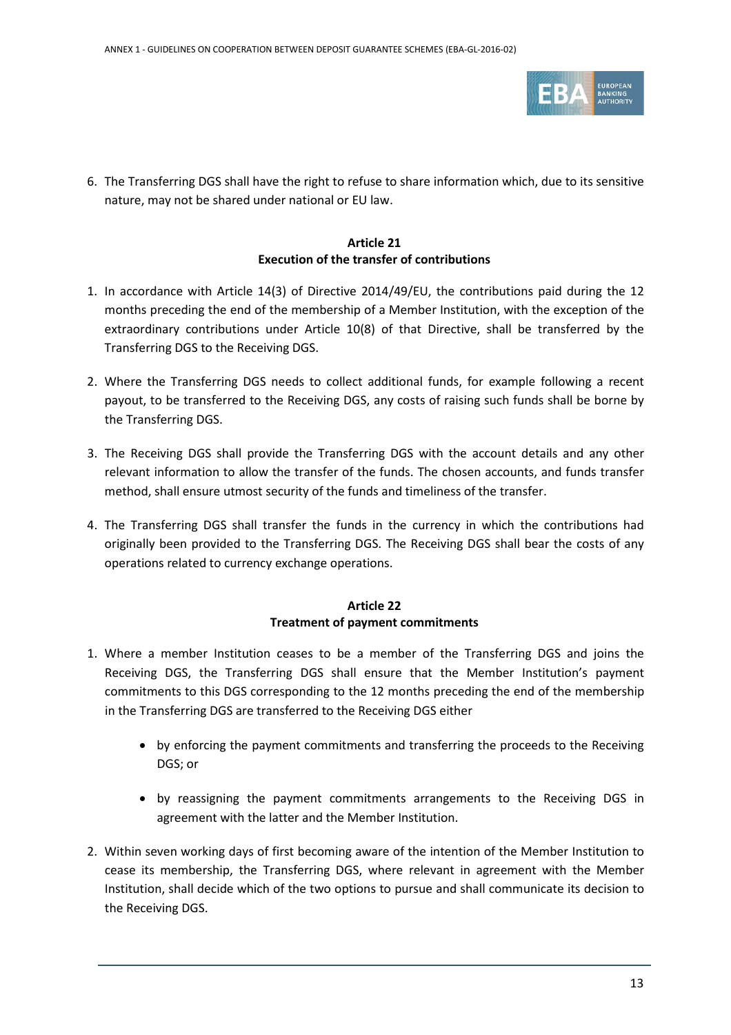6. The Transferring DGS shall have the right to refuse to share information which, due to its sensitive nature, may not be shared under national or EU law.

### Article 21
### Execution of the transfer of contributions

1. In accordance with Article 14(3) of Directive 2014/49/EU, the contributions paid during the 12 months preceding the end of the membership of a Member Institution, with the exception of the extraordinary contributions under Article 10(8) of that Directive, shall be transferred by the Transferring DGS to the Receiving DGS.

2. Where the Transferring DGS needs to collect additional funds, for example following a recent payout, to be transferred to the Receiving DGS, any costs of raising such funds shall be borne by the Transferring DGS.

3. The Receiving DGS shall provide the Transferring DGS with the account details and any other relevant information to allow the transfer of the funds. The chosen accounts, and funds transfer method, shall ensure utmost security of the funds and timeliness of the transfer.

4. The Transferring DGS shall transfer the funds in the currency in which the contributions had originally been provided to the Transferring DGS. The Receiving DGS shall bear the costs of any operations related to currency exchange operations.

### Article 22
### Treatment of payment commitments

1. Where a member Institution ceases to be a member of the Transferring DGS and joins the Receiving DGS, the Transferring DGS shall ensure that the Member Institution's payment commitments to this DGS corresponding to the 12 months preceding the end of the membership in the Transferring DGS are transferred to the Receiving DGS either

   - by enforcing the payment commitments and transferring the proceeds to the Receiving DGS; or

   - by reassigning the payment commitments arrangements to the Receiving DGS in agreement with the latter and the Member Institution.

2. Within seven working days of first becoming aware of the intention of the Member Institution to cease its membership, the Transferring DGS, where relevant in agreement with the Member Institution, shall decide which of the two options to pursue and shall communicate its decision to the Receiving DGS.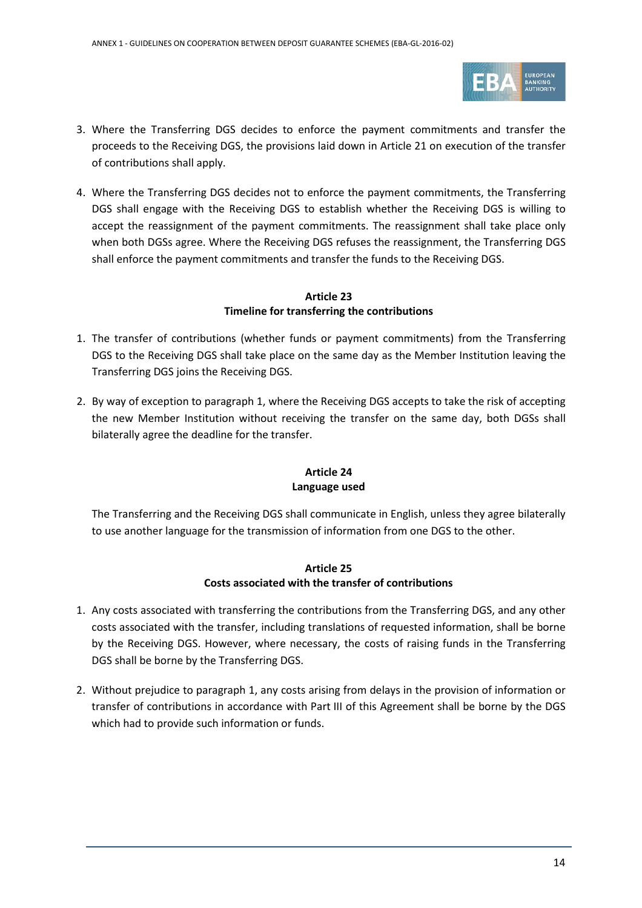3. Where the Transferring DGS decides to enforce the payment commitments and transfer the proceeds to the Receiving DGS, the provisions laid down in Article 21 on execution of the transfer of contributions shall apply.

4. Where the Transferring DGS decides not to enforce the payment commitments, the Transferring DGS shall engage with the Receiving DGS to establish whether the Receiving DGS is willing to accept the reassignment of the payment commitments. The reassignment shall take place only when both DGSs agree. Where the Receiving DGS refuses the reassignment, the Transferring DGS shall enforce the payment commitments and transfer the funds to the Receiving DGS.

### Article 23
### Timeline for transferring the contributions

1. The transfer of contributions (whether funds or payment commitments) from the Transferring DGS to the Receiving DGS shall take place on the same day as the Member Institution leaving the Transferring DGS joins the Receiving DGS.

2. By way of exception to paragraph 1, where the Receiving DGS accepts to take the risk of accepting the new Member Institution without receiving the transfer on the same day, both DGSs shall bilaterally agree the deadline for the transfer.

### Article 24
### Language used

The Transferring and the Receiving DGS shall communicate in English, unless they agree bilaterally to use another language for the transmission of information from one DGS to the other.

### Article 25
### Costs associated with the transfer of contributions

1. Any costs associated with transferring the contributions from the Transferring DGS, and any other costs associated with the transfer, including translations of requested information, shall be borne by the Receiving DGS. However, where necessary, the costs of raising funds in the Transferring DGS shall be borne by the Transferring DGS.

2. Without prejudice to paragraph 1, any costs arising from delays in the provision of information or transfer of contributions in accordance with Part III of this Agreement shall be borne by the DGS which had to provide such information or funds.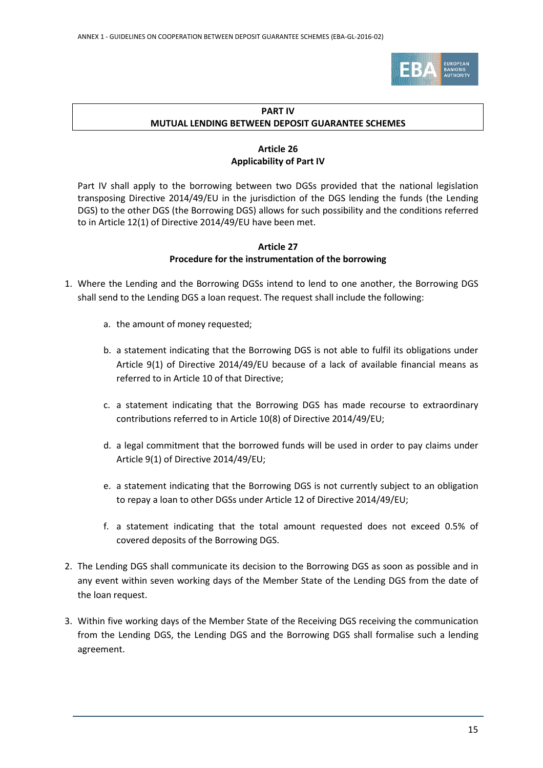## PART IV
## MUTUAL LENDING BETWEEN DEPOSIT GUARANTEE SCHEMES

### Article 26
### Applicability of Part IV

Part IV shall apply to the borrowing between two DGSs provided that the national legislation transposing Directive 2014/49/EU in the jurisdiction of the DGS lending the funds (the Lending DGS) to the other DGS (the Borrowing DGS) allows for such possibility and the conditions referred to in Article 12(1) of Directive 2014/49/EU have been met.

### Article 27
### Procedure for the instrumentation of the borrowing

1. Where the Lending and the Borrowing DGSs intend to lend to one another, the Borrowing DGS shall send to the Lending DGS a loan request. The request shall include the following:

    a. the amount of money requested;

    b. a statement indicating that the Borrowing DGS is not able to fulfil its obligations under Article 9(1) of Directive 2014/49/EU because of a lack of available financial means as referred to in Article 10 of that Directive;

    c. a statement indicating that the Borrowing DGS has made recourse to extraordinary contributions referred to in Article 10(8) of Directive 2014/49/EU;

    d. a legal commitment that the borrowed funds will be used in order to pay claims under Article 9(1) of Directive 2014/49/EU;

    e. a statement indicating that the Borrowing DGS is not currently subject to an obligation to repay a loan to other DGSs under Article 12 of Directive 2014/49/EU;

    f. a statement indicating that the total amount requested does not exceed 0.5% of covered deposits of the Borrowing DGS.

2. The Lending DGS shall communicate its decision to the Borrowing DGS as soon as possible and in any event within seven working days of the Member State of the Lending DGS from the date of the loan request.

3. Within five working days of the Member State of the Receiving DGS receiving the communication from the Lending DGS, the Lending DGS and the Borrowing DGS shall formalise such a lending agreement.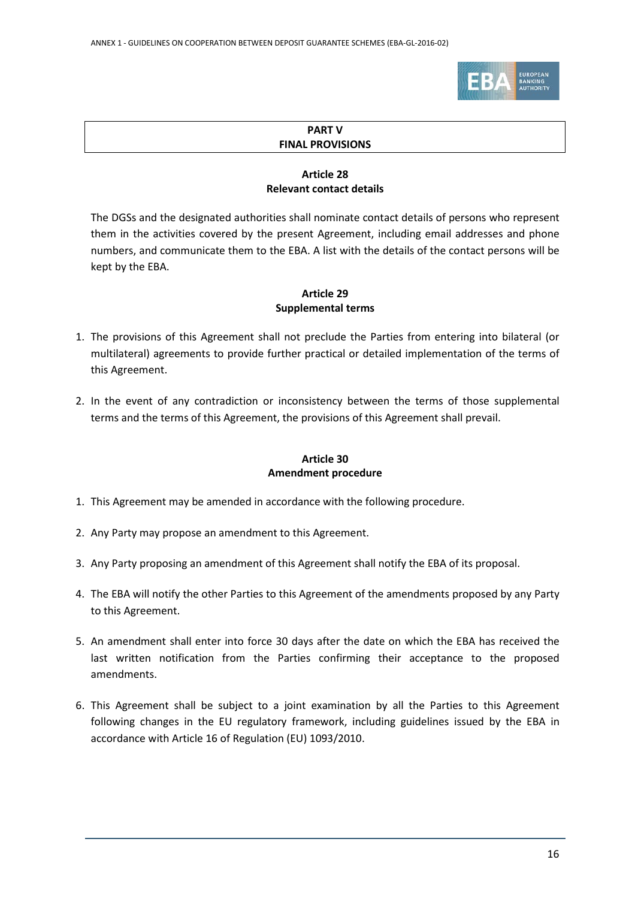## PART V
## FINAL PROVISIONS

### Article 28
### Relevant contact details

The DGSs and the designated authorities shall nominate contact details of persons who represent them in the activities covered by the present Agreement, including email addresses and phone numbers, and communicate them to the EBA. A list with the details of the contact persons will be kept by the EBA.

### Article 29
### Supplemental terms

1. The provisions of this Agreement shall not preclude the Parties from entering into bilateral (or multilateral) agreements to provide further practical or detailed implementation of the terms of this Agreement.

2. In the event of any contradiction or inconsistency between the terms of those supplemental terms and the terms of this Agreement, the provisions of this Agreement shall prevail.

### Article 30
### Amendment procedure

1. This Agreement may be amended in accordance with the following procedure.

2. Any Party may propose an amendment to this Agreement.

3. Any Party proposing an amendment of this Agreement shall notify the EBA of its proposal.

4. The EBA will notify the other Parties to this Agreement of the amendments proposed by any Party to this Agreement.

5. An amendment shall enter into force 30 days after the date on which the EBA has received the last written notification from the Parties confirming their acceptance to the proposed amendments.

6. This Agreement shall be subject to a joint examination by all the Parties to this Agreement following changes in the EU regulatory framework, including guidelines issued by the EBA in accordance with Article 16 of Regulation (EU) 1093/2010.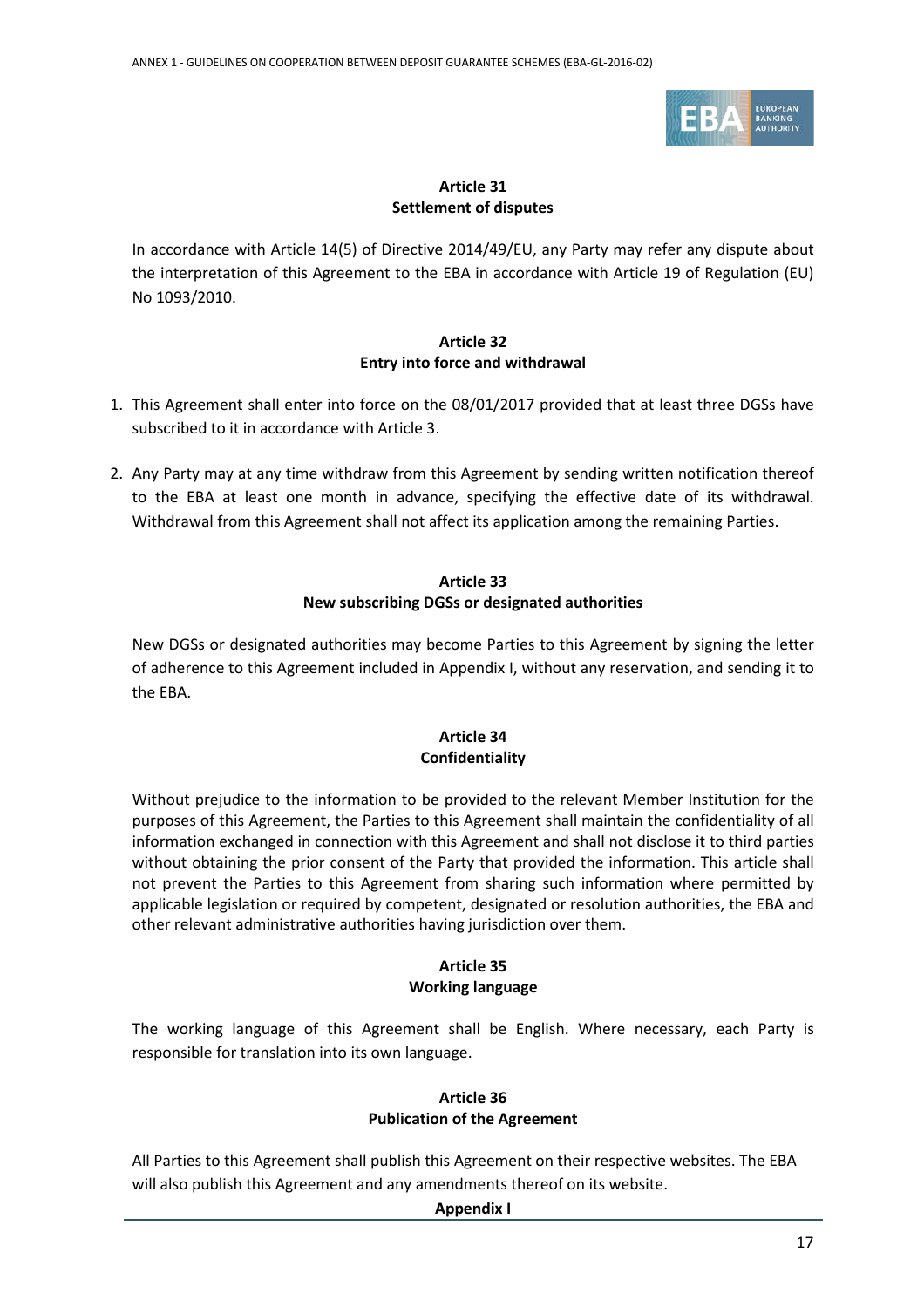### Article 31
### Settlement of disputes

In accordance with Article 14(5) of Directive 2014/49/EU, any Party may refer any dispute about the interpretation of this Agreement to the EBA in accordance with Article 19 of Regulation (EU) No 1093/2010.

### Article 32
### Entry into force and withdrawal

1. This Agreement shall enter into force on the 08/01/2017 provided that at least three DGSs have subscribed to it in accordance with Article 3.

2. Any Party may at any time withdraw from this Agreement by sending written notification thereof to the EBA at least one month in advance, specifying the effective date of its withdrawal. Withdrawal from this Agreement shall not affect its application among the remaining Parties.

### Article 33
### New subscribing DGSs or designated authorities

New DGSs or designated authorities may become Parties to this Agreement by signing the letter of adherence to this Agreement included in Appendix I, without any reservation, and sending it to the EBA.

### Article 34
### Confidentiality

Without prejudice to the information to be provided to the relevant Member Institution for the purposes of this Agreement, the Parties to this Agreement shall maintain the confidentiality of all information exchanged in connection with this Agreement and shall not disclose it to third parties without obtaining the prior consent of the Party that provided the information. This article shall not prevent the Parties to this Agreement from sharing such information where permitted by applicable legislation or required by competent, designated or resolution authorities, the EBA and other relevant administrative authorities having jurisdiction over them.

### Article 35
### Working language

The working language of this Agreement shall be English. Where necessary, each Party is responsible for translation into its own language.

### Article 36
### Publication of the Agreement

All Parties to this Agreement shall publish this Agreement on their respective websites. The EBA will also publish this Agreement and any amendments thereof on its website.

## Appendix I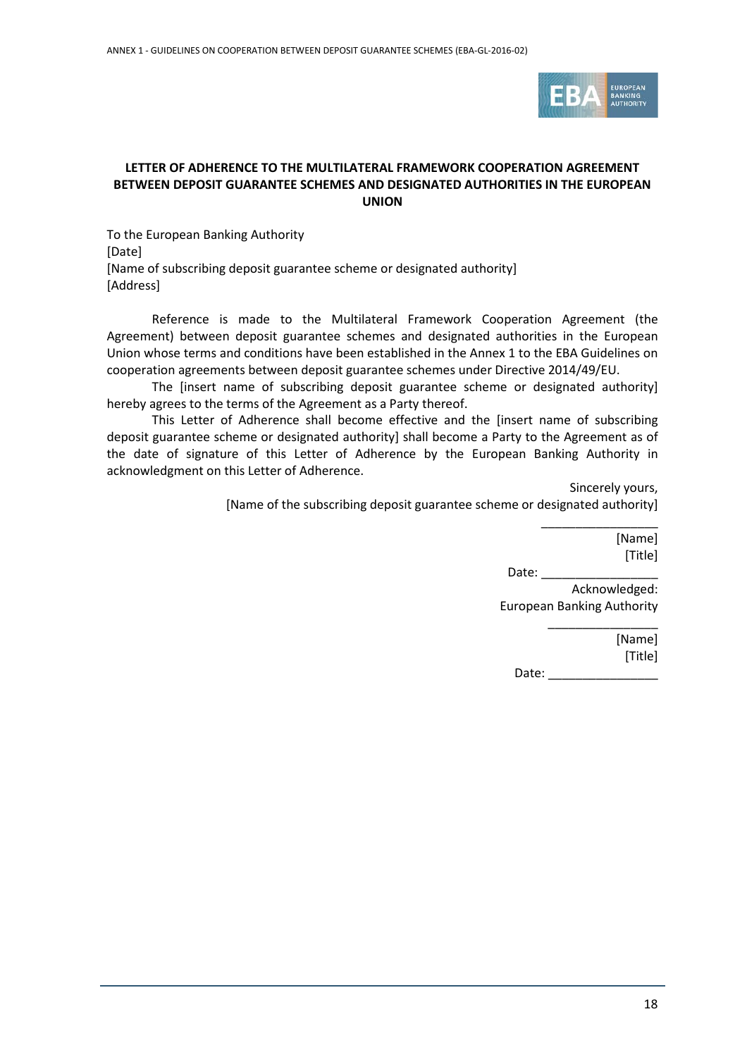**LETTER OF ADHERENCE TO THE MULTILATERAL FRAMEWORK COOPERATION AGREEMENT BETWEEN DEPOSIT GUARANTEE SCHEMES AND DESIGNATED AUTHORITIES IN THE EUROPEAN UNION**

To the European Banking Authority
[Date]
[Name of subscribing deposit guarantee scheme or designated authority]
[Address]

Reference is made to the Multilateral Framework Cooperation Agreement (the Agreement) between deposit guarantee schemes and designated authorities in the European Union whose terms and conditions have been established in the Annex 1 to the EBA Guidelines on cooperation agreements between deposit guarantee schemes under Directive 2014/49/EU.

The [insert name of subscribing deposit guarantee scheme or designated authority] hereby agrees to the terms of the Agreement as a Party thereof.

This Letter of Adherence shall become effective and the [insert name of subscribing deposit guarantee scheme or designated authority] shall become a Party to the Agreement as of the date of signature of this Letter of Adherence by the European Banking Authority in acknowledgment on this Letter of Adherence.

Sincerely yours,
[Name of the subscribing deposit guarantee scheme or designated authority]

_________________
[Name]
[Title]
Date: _________________

Acknowledged:
European Banking Authority

________________
[Name]
[Title]
Date: ________________